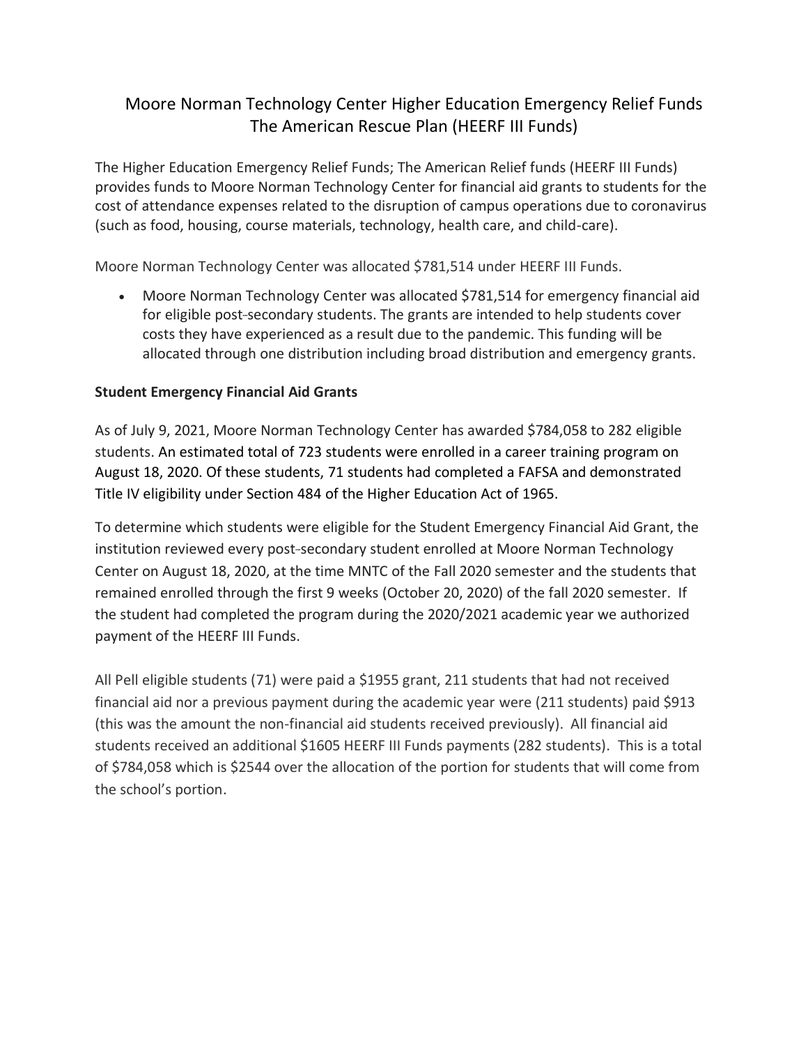# Moore Norman Technology Center Higher Education Emergency Relief Funds The American Rescue Plan (HEERF III Funds)

The Higher Education Emergency Relief Funds; The American Relief funds (HEERF III Funds) provides funds to Moore Norman Technology Center for financial aid grants to students for the cost of attendance expenses related to the disruption of campus operations due to coronavirus (such as food, housing, course materials, technology, health care, and child-care).

Moore Norman Technology Center was allocated $781,514 under HEERF III Funds.

- Moore Norman Technology Center was allocated $781,514 for emergency financial aid for eligible post-secondary students. The grants are intended to help students cover costs they have experienced as a result due to the pandemic. This funding will be allocated through one distribution including broad distribution and emergency grants.

**Student Emergency Financial Aid Grants**

As of July 9, 2021, Moore Norman Technology Center has awarded $784,058 to 282 eligible students. An estimated total of 723 students were enrolled in a career training program on August 18, 2020. Of these students, 71 students had completed a FAFSA and demonstrated Title IV eligibility under Section 484 of the Higher Education Act of 1965.

To determine which students were eligible for the Student Emergency Financial Aid Grant, the institution reviewed every post-secondary student enrolled at Moore Norman Technology Center on August 18, 2020, at the time MNTC of the Fall 2020 semester and the students that remained enrolled through the first 9 weeks (October 20, 2020) of the fall 2020 semester. If the student had completed the program during the 2020/2021 academic year we authorized payment of the HEERF III Funds.

All Pell eligible students (71) were paid a $1955 grant, 211 students that had not received financial aid nor a previous payment during the academic year were (211 students) paid $913 (this was the amount the non-financial aid students received previously). All financial aid students received an additional $1605 HEERF III Funds payments (282 students). This is a total of $784,058 which is $2544 over the allocation of the portion for students that will come from the school's portion.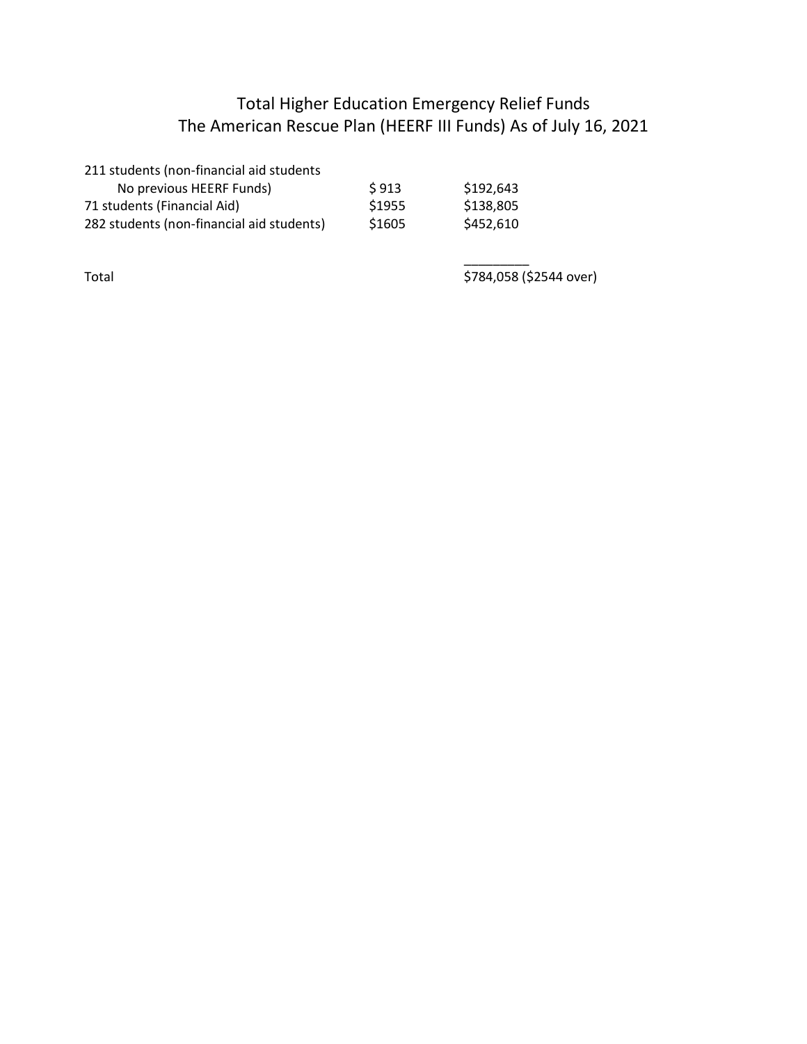# Total Higher Education Emergency Relief Funds
# The American Rescue Plan (HEERF III Funds) As of July 16, 2021

| | | |
|---|---|---|
| 211 students (non-financial aid students No previous HEERF Funds) | $ 913 | $192,643 |
| 71 students (Financial Aid) | $1955 | $138,805 |
| 282 students (non-financial aid students) | $1605 | $452,610 |
| Total | | $784,058 ($2544 over) |